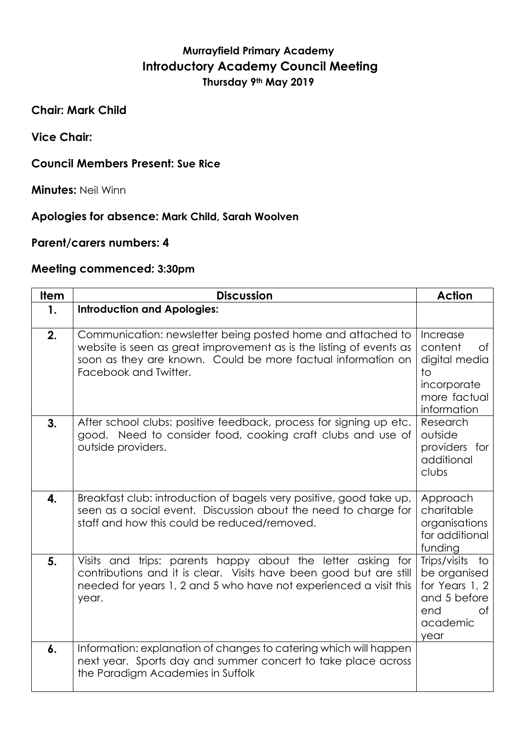# Murrayfield Primary Academy
# Introductory Academy Council Meeting
### Thursday 9th May 2019

**Chair: Mark Child**

**Vice Chair:**

**Council Members Present: Sue Rice**

**Minutes:** Neil Winn

**Apologies for absence: Mark Child, Sarah Woolven**

**Parent/carers numbers: 4**

**Meeting commenced: 3:30pm**

| Item | Discussion | Action |
|---|---|---|
| **1.** | **Introduction and Apologies:** | |
| **2.** | Communication: newsletter being posted home and attached to website is seen as great improvement as is the listing of events as soon as they are known. Could be more factual information on Facebook and Twitter. | Increase content of digital media to incorporate more factual information |
| **3.** | After school clubs: positive feedback, process for signing up etc. good. Need to consider food, cooking craft clubs and use of outside providers. | Research outside providers for additional clubs |
| **4.** | Breakfast club: introduction of bagels very positive, good take up, seen as a social event. Discussion about the need to charge for staff and how this could be reduced/removed. | Approach charitable organisations for additional funding |
| **5.** | Visits and trips: parents happy about the letter asking for contributions and it is clear. Visits have been good but are still needed for years 1, 2 and 5 who have not experienced a visit this year. | Trips/visits to be organised for Years 1, 2 and 5 before end of academic year |
| **6.** | Information: explanation of changes to catering which will happen next year. Sports day and summer concert to take place across the Paradigm Academies in Suffolk | |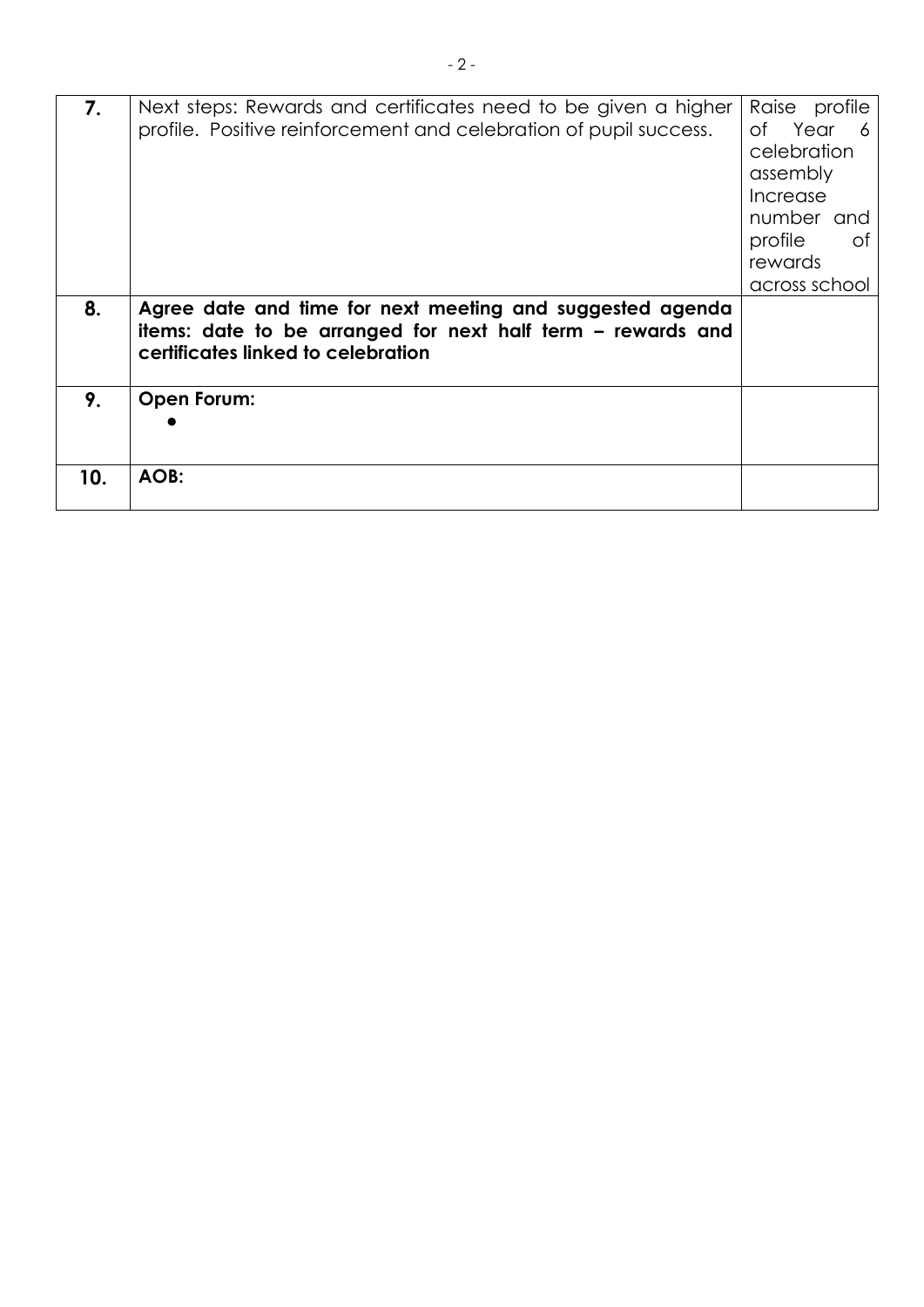| | | |
|---|---|---|
| **7.** | Next steps: Rewards and certificates need to be given a higher profile. Positive reinforcement and celebration of pupil success. | Raise profile of Year 6 celebration assembly Increase number and profile of rewards across school |
| **8.** | **Agree date and time for next meeting and suggested agenda items: date to be arranged for next half term – rewards and certificates linked to celebration** | |
| **9.** | **Open Forum:** <br> • | |
| **10.** | **AOB:** | |